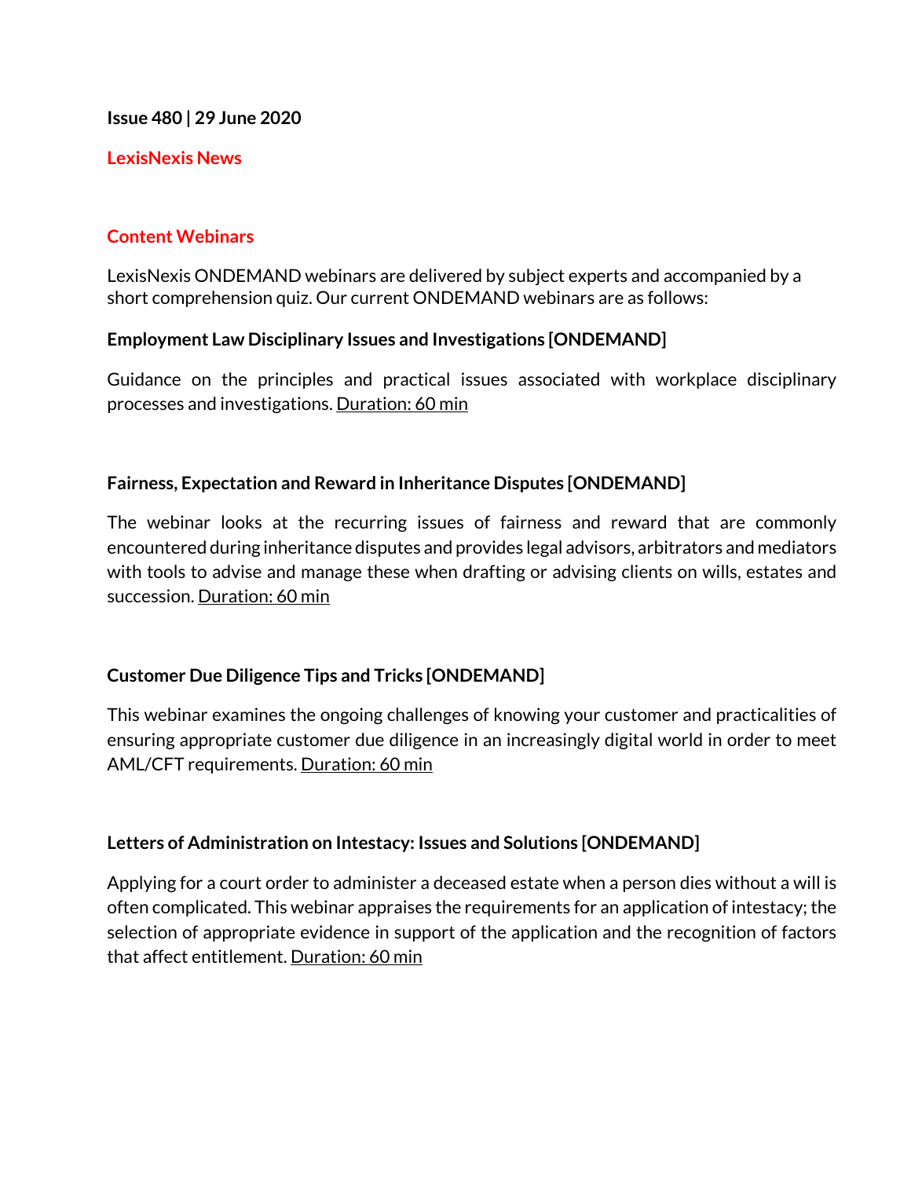**Issue 480 | 29 June 2020**

## LexisNexis News

## Content Webinars

LexisNexis ONDEMAND webinars are delivered by subject experts and accompanied by a short comprehension quiz. Our current ONDEMAND webinars are as follows:

### Employment Law Disciplinary Issues and Investigations [ONDEMAND]

Guidance on the principles and practical issues associated with workplace disciplinary processes and investigations. Duration: 60 min

### Fairness, Expectation and Reward in Inheritance Disputes [ONDEMAND]

The webinar looks at the recurring issues of fairness and reward that are commonly encountered during inheritance disputes and provides legal advisors, arbitrators and mediators with tools to advise and manage these when drafting or advising clients on wills, estates and succession. Duration: 60 min

### Customer Due Diligence Tips and Tricks [ONDEMAND]

This webinar examines the ongoing challenges of knowing your customer and practicalities of ensuring appropriate customer due diligence in an increasingly digital world in order to meet AML/CFT requirements. Duration: 60 min

### Letters of Administration on Intestacy: Issues and Solutions [ONDEMAND]

Applying for a court order to administer a deceased estate when a person dies without a will is often complicated. This webinar appraises the requirements for an application of intestacy; the selection of appropriate evidence in support of the application and the recognition of factors that affect entitlement. Duration: 60 min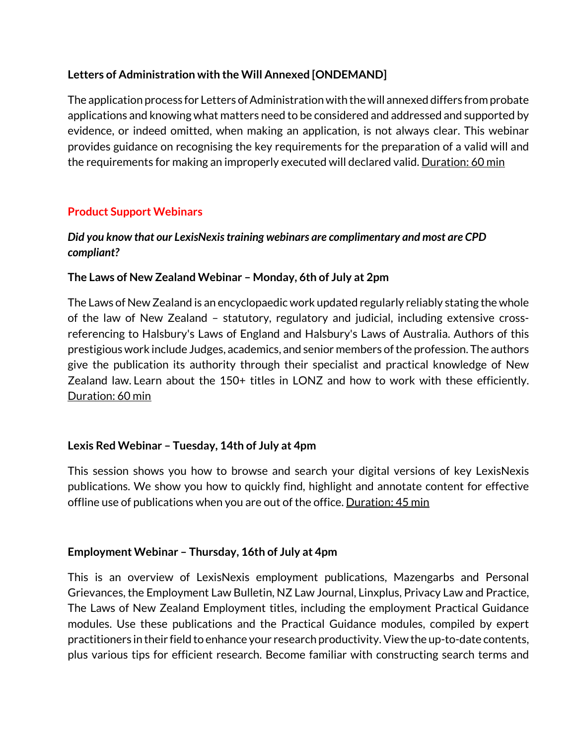**Letters of Administration with the Will Annexed [ONDEMAND]**

The application process for Letters of Administration with the will annexed differs from probate applications and knowing what matters need to be considered and addressed and supported by evidence, or indeed omitted, when making an application, is not always clear. This webinar provides guidance on recognising the key requirements for the preparation of a valid will and the requirements for making an improperly executed will declared valid. Duration: 60 min

## Product Support Webinars

***Did you know that our LexisNexis training webinars are complimentary and most are CPD compliant?***

**The Laws of New Zealand Webinar – Monday, 6th of July at 2pm**

The Laws of New Zealand is an encyclopaedic work updated regularly reliably stating the whole of the law of New Zealand – statutory, regulatory and judicial, including extensive cross-referencing to Halsbury's Laws of England and Halsbury's Laws of Australia. Authors of this prestigious work include Judges, academics, and senior members of the profession. The authors give the publication its authority through their specialist and practical knowledge of New Zealand law. Learn about the 150+ titles in LONZ and how to work with these efficiently. Duration: 60 min

**Lexis Red Webinar – Tuesday, 14th of July at 4pm**

This session shows you how to browse and search your digital versions of key LexisNexis publications. We show you how to quickly find, highlight and annotate content for effective offline use of publications when you are out of the office. Duration: 45 min

**Employment Webinar – Thursday, 16th of July at 4pm**

This is an overview of LexisNexis employment publications, Mazengarbs and Personal Grievances, the Employment Law Bulletin, NZ Law Journal, Linxplus, Privacy Law and Practice, The Laws of New Zealand Employment titles, including the employment Practical Guidance modules. Use these publications and the Practical Guidance modules, compiled by expert practitioners in their field to enhance your research productivity. View the up-to-date contents, plus various tips for efficient research. Become familiar with constructing search terms and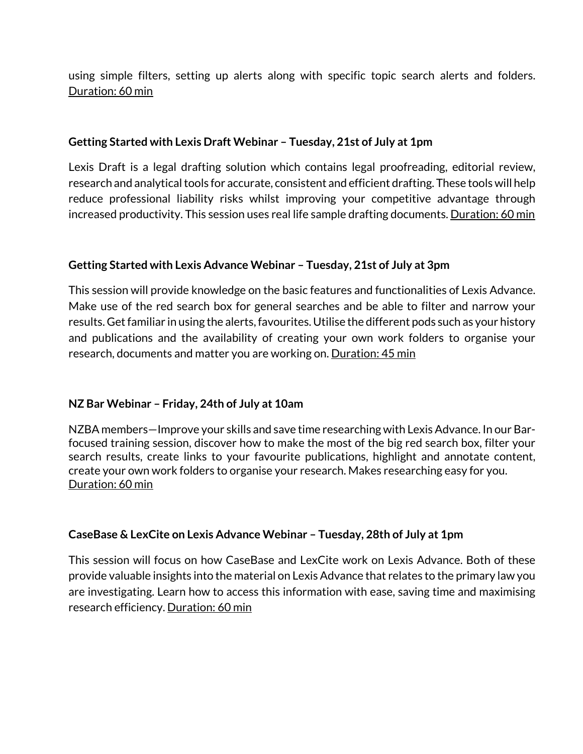using simple filters, setting up alerts along with specific topic search alerts and folders. Duration: 60 min

**Getting Started with Lexis Draft Webinar – Tuesday, 21st of July at 1pm**

Lexis Draft is a legal drafting solution which contains legal proofreading, editorial review, research and analytical tools for accurate, consistent and efficient drafting. These tools will help reduce professional liability risks whilst improving your competitive advantage through increased productivity. This session uses real life sample drafting documents. Duration: 60 min

**Getting Started with Lexis Advance Webinar – Tuesday, 21st of July at 3pm**

This session will provide knowledge on the basic features and functionalities of Lexis Advance. Make use of the red search box for general searches and be able to filter and narrow your results. Get familiar in using the alerts, favourites. Utilise the different pods such as your history and publications and the availability of creating your own work folders to organise your research, documents and matter you are working on. Duration: 45 min

**NZ Bar Webinar – Friday, 24th of July at 10am**

NZBA members—Improve your skills and save time researching with Lexis Advance. In our Bar-focused training session, discover how to make the most of the big red search box, filter your search results, create links to your favourite publications, highlight and annotate content, create your own work folders to organise your research. Makes researching easy for you. Duration: 60 min

**CaseBase & LexCite on Lexis Advance Webinar – Tuesday, 28th of July at 1pm**

This session will focus on how CaseBase and LexCite work on Lexis Advance. Both of these provide valuable insights into the material on Lexis Advance that relates to the primary law you are investigating. Learn how to access this information with ease, saving time and maximising research efficiency. Duration: 60 min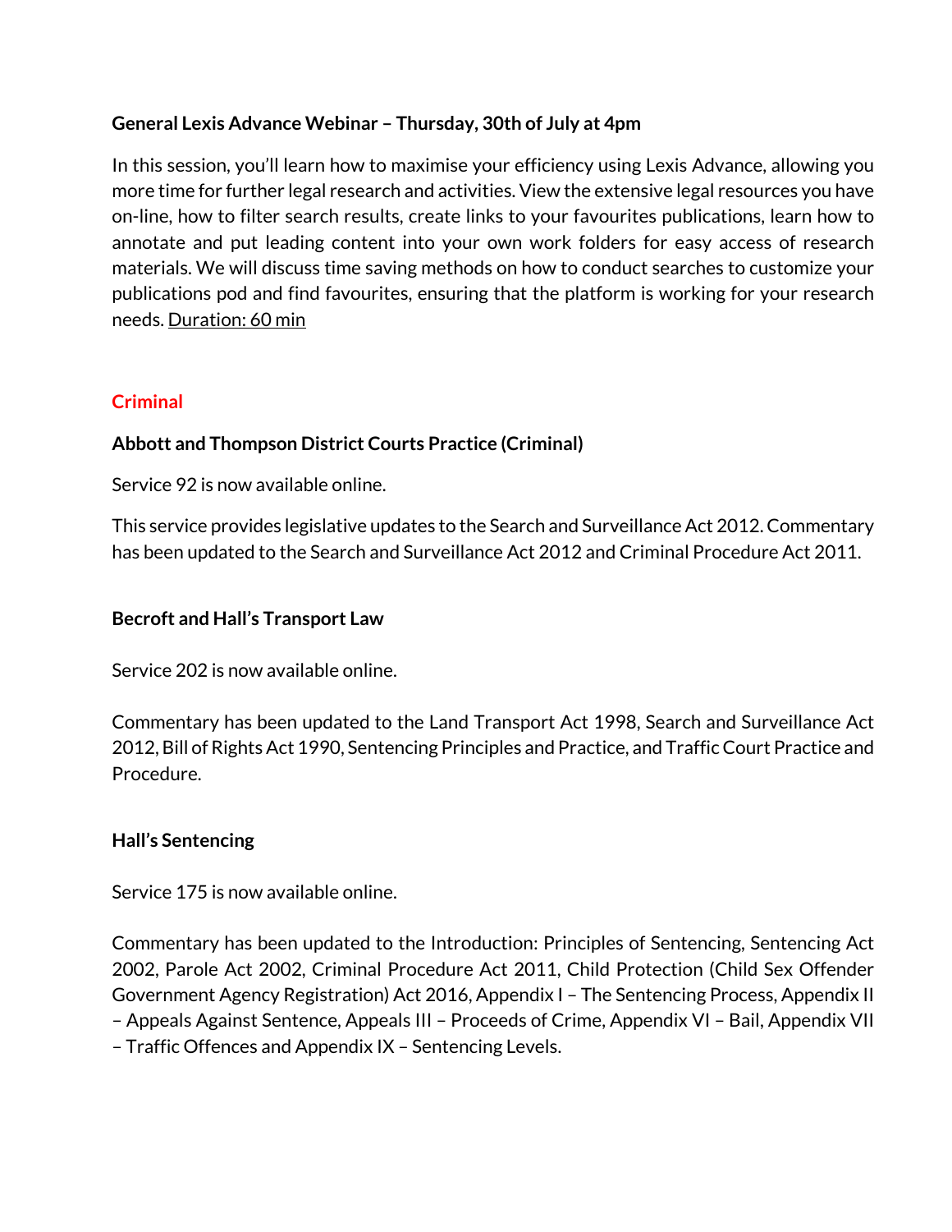**General Lexis Advance Webinar – Thursday, 30th of July at 4pm**

In this session, you'll learn how to maximise your efficiency using Lexis Advance, allowing you more time for further legal research and activities. View the extensive legal resources you have on-line, how to filter search results, create links to your favourites publications, learn how to annotate and put leading content into your own work folders for easy access of research materials. We will discuss time saving methods on how to conduct searches to customize your publications pod and find favourites, ensuring that the platform is working for your research needs. Duration: 60 min

## Criminal

**Abbott and Thompson District Courts Practice (Criminal)**

Service 92 is now available online.

This service provides legislative updates to the Search and Surveillance Act 2012. Commentary has been updated to the Search and Surveillance Act 2012 and Criminal Procedure Act 2011.

**Becroft and Hall's Transport Law**

Service 202 is now available online.

Commentary has been updated to the Land Transport Act 1998, Search and Surveillance Act 2012, Bill of Rights Act 1990, Sentencing Principles and Practice, and Traffic Court Practice and Procedure.

**Hall's Sentencing**

Service 175 is now available online.

Commentary has been updated to the Introduction: Principles of Sentencing, Sentencing Act 2002, Parole Act 2002, Criminal Procedure Act 2011, Child Protection (Child Sex Offender Government Agency Registration) Act 2016, Appendix I – The Sentencing Process, Appendix II – Appeals Against Sentence, Appeals III – Proceeds of Crime, Appendix VI – Bail, Appendix VII – Traffic Offences and Appendix IX – Sentencing Levels.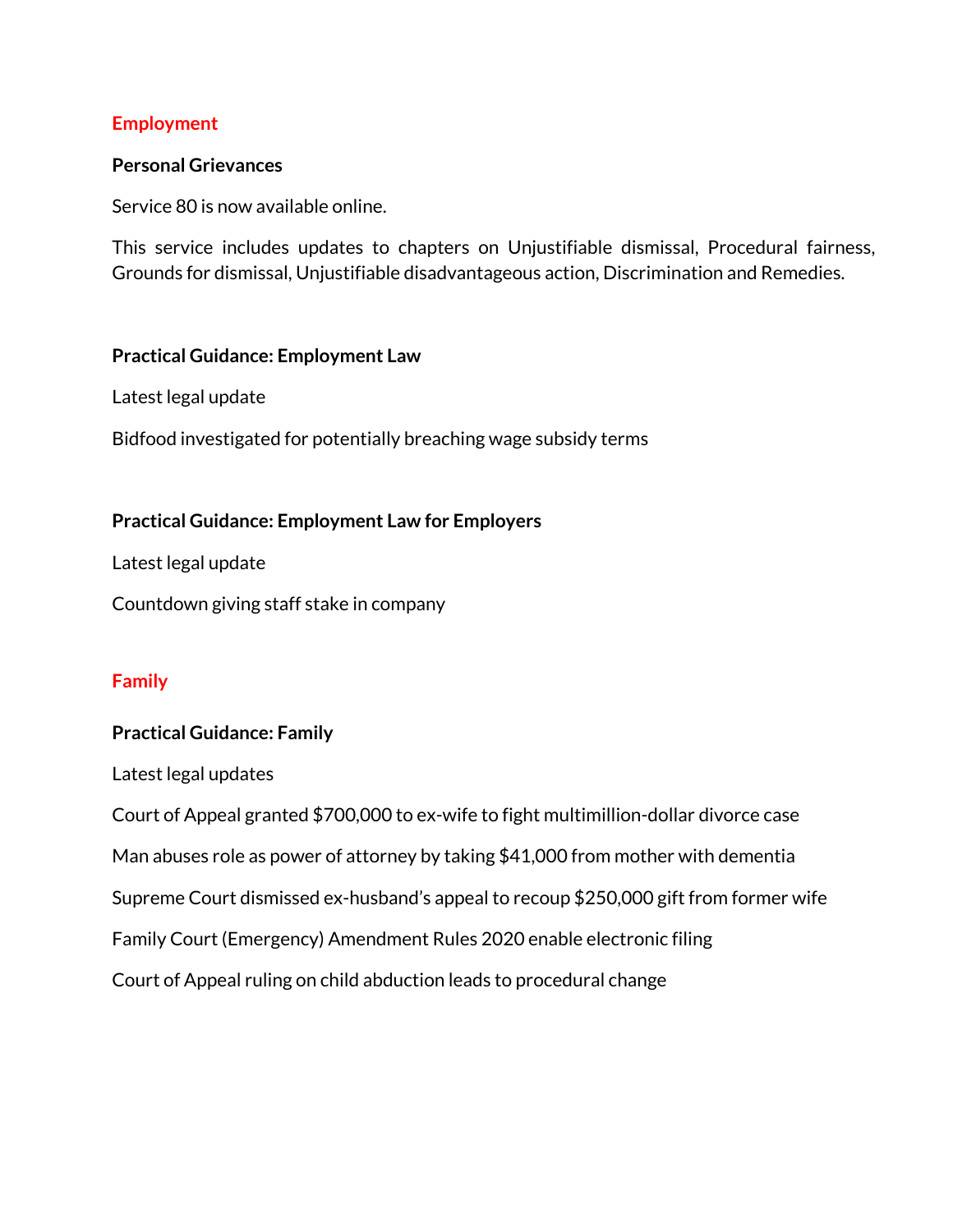## Employment

### Personal Grievances

Service 80 is now available online.

This service includes updates to chapters on Unjustifiable dismissal, Procedural fairness, Grounds for dismissal, Unjustifiable disadvantageous action, Discrimination and Remedies.

### Practical Guidance: Employment Law

Latest legal update

Bidfood investigated for potentially breaching wage subsidy terms

### Practical Guidance: Employment Law for Employers

Latest legal update

Countdown giving staff stake in company

## Family

### Practical Guidance: Family

Latest legal updates

Court of Appeal granted $700,000 to ex-wife to fight multimillion-dollar divorce case

Man abuses role as power of attorney by taking $41,000 from mother with dementia

Supreme Court dismissed ex-husband's appeal to recoup $250,000 gift from former wife

Family Court (Emergency) Amendment Rules 2020 enable electronic filing

Court of Appeal ruling on child abduction leads to procedural change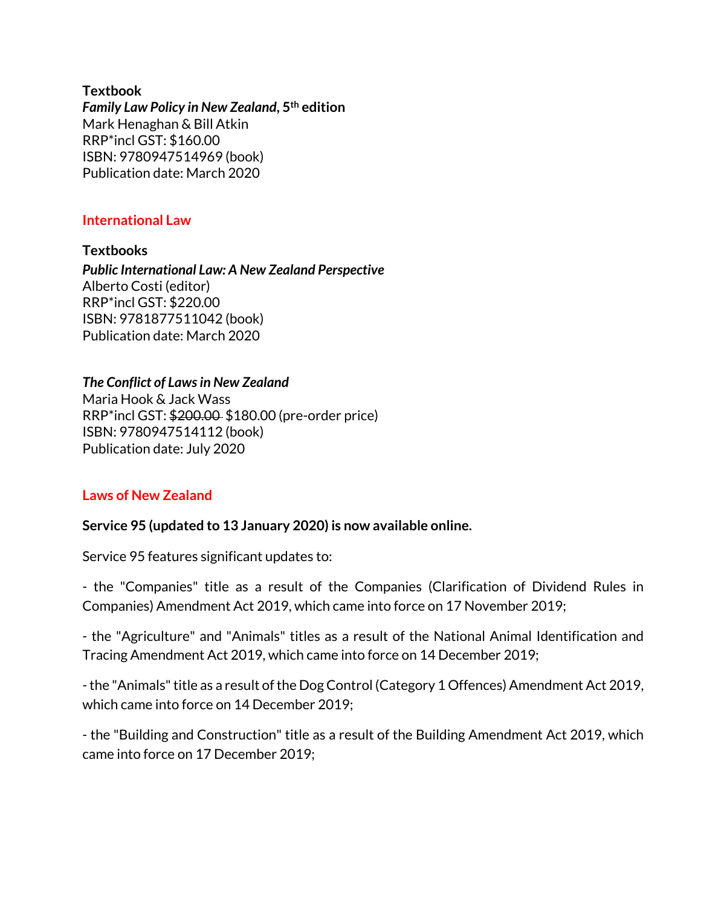**Textbook**

***Family Law Policy in New Zealand*, 5th edition**
Mark Henaghan & Bill Atkin
RRP*incl GST: $160.00
ISBN: 9780947514969 (book)
Publication date: March 2020

## International Law

**Textbooks**

***Public International Law: A New Zealand Perspective***
Alberto Costi (editor)
RRP*incl GST: $220.00
ISBN: 9781877511042 (book)
Publication date: March 2020

***The Conflict of Laws in New Zealand***
Maria Hook & Jack Wass
RRP*incl GST: ~~$200.00~~ $180.00 (pre-order price)
ISBN: 9780947514112 (book)
Publication date: July 2020

## Laws of New Zealand

**Service 95 (updated to 13 January 2020) is now available online.**

Service 95 features significant updates to:

- the "Companies" title as a result of the Companies (Clarification of Dividend Rules in Companies) Amendment Act 2019, which came into force on 17 November 2019;

- the "Agriculture" and "Animals" titles as a result of the National Animal Identification and Tracing Amendment Act 2019, which came into force on 14 December 2019;

- the "Animals" title as a result of the Dog Control (Category 1 Offences) Amendment Act 2019, which came into force on 14 December 2019;

- the "Building and Construction" title as a result of the Building Amendment Act 2019, which came into force on 17 December 2019;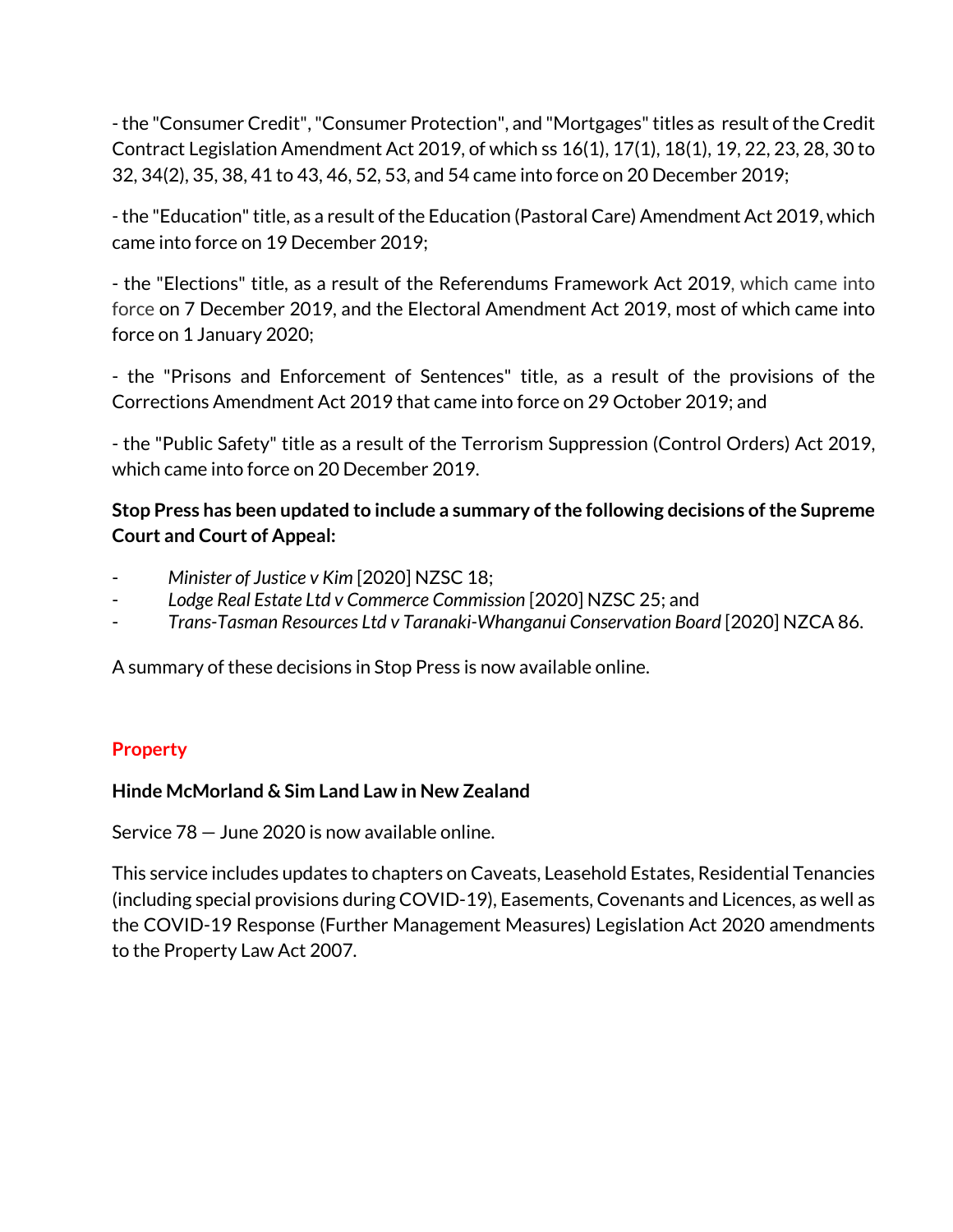- the "Consumer Credit", "Consumer Protection", and "Mortgages" titles as  result of the Credit Contract Legislation Amendment Act 2019, of which ss 16(1), 17(1), 18(1), 19, 22, 23, 28, 30 to 32, 34(2), 35, 38, 41 to 43, 46, 52, 53, and 54 came into force on 20 December 2019;

- the "Education" title, as a result of the Education (Pastoral Care) Amendment Act 2019, which came into force on 19 December 2019;

- the "Elections" title, as a result of the Referendums Framework Act 2019, which came into force on 7 December 2019, and the Electoral Amendment Act 2019, most of which came into force on 1 January 2020;

- the "Prisons and Enforcement of Sentences" title, as a result of the provisions of the Corrections Amendment Act 2019 that came into force on 29 October 2019; and

- the "Public Safety" title as a result of the Terrorism Suppression (Control Orders) Act 2019, which came into force on 20 December 2019.

**Stop Press has been updated to include a summary of the following decisions of the Supreme Court and Court of Appeal:**

- *Minister of Justice v Kim* [2020] NZSC 18;
- *Lodge Real Estate Ltd v Commerce Commission* [2020] NZSC 25; and
- *Trans-Tasman Resources Ltd v Taranaki-Whanganui Conservation Board* [2020] NZCA 86.

A summary of these decisions in Stop Press is now available online.

## Property

**Hinde McMorland & Sim Land Law in New Zealand**

Service 78 — June 2020 is now available online.

This service includes updates to chapters on Caveats, Leasehold Estates, Residential Tenancies (including special provisions during COVID-19), Easements, Covenants and Licences, as well as the COVID-19 Response (Further Management Measures) Legislation Act 2020 amendments to the Property Law Act 2007.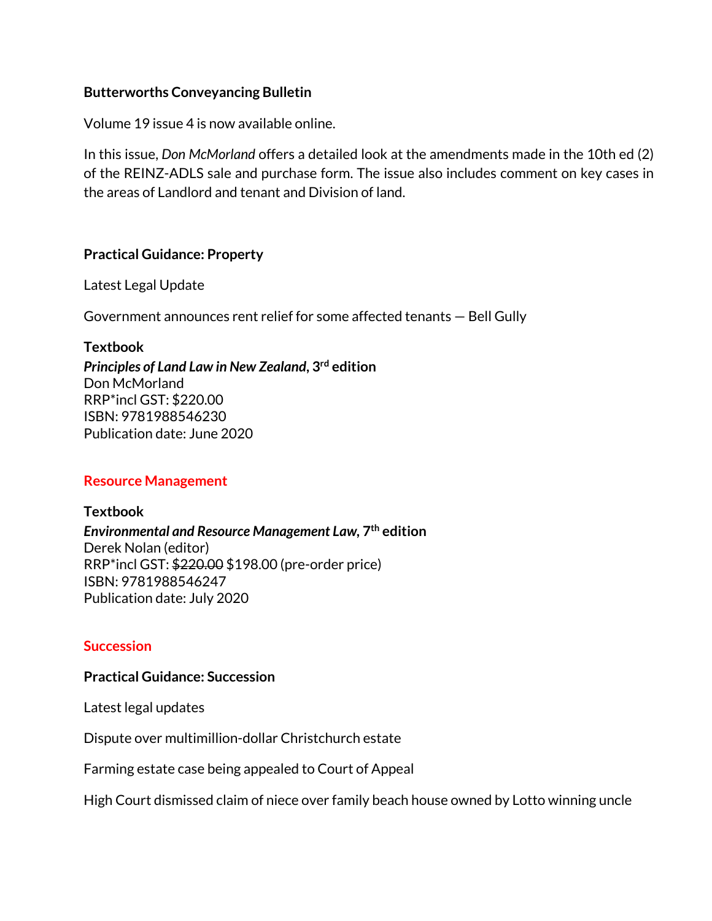**Butterworths Conveyancing Bulletin**

Volume 19 issue 4 is now available online.

In this issue, *Don McMorland* offers a detailed look at the amendments made in the 10th ed (2) of the REINZ-ADLS sale and purchase form. The issue also includes comment on key cases in the areas of Landlord and tenant and Division of land.

**Practical Guidance: Property**

Latest Legal Update

Government announces rent relief for some affected tenants — Bell Gully

**Textbook**
***Principles of Land Law in New Zealand*, 3rd edition**
Don McMorland
RRP*incl GST: $220.00
ISBN: 9781988546230
Publication date: June 2020

## Resource Management

**Textbook**
***Environmental and Resource Management Law*, 7th edition**
Derek Nolan (editor)
RRP*incl GST: ~~$220.00~~ $198.00 (pre-order price)
ISBN: 9781988546247
Publication date: July 2020

## Succession

**Practical Guidance: Succession**

Latest legal updates

Dispute over multimillion-dollar Christchurch estate

Farming estate case being appealed to Court of Appeal

High Court dismissed claim of niece over family beach house owned by Lotto winning uncle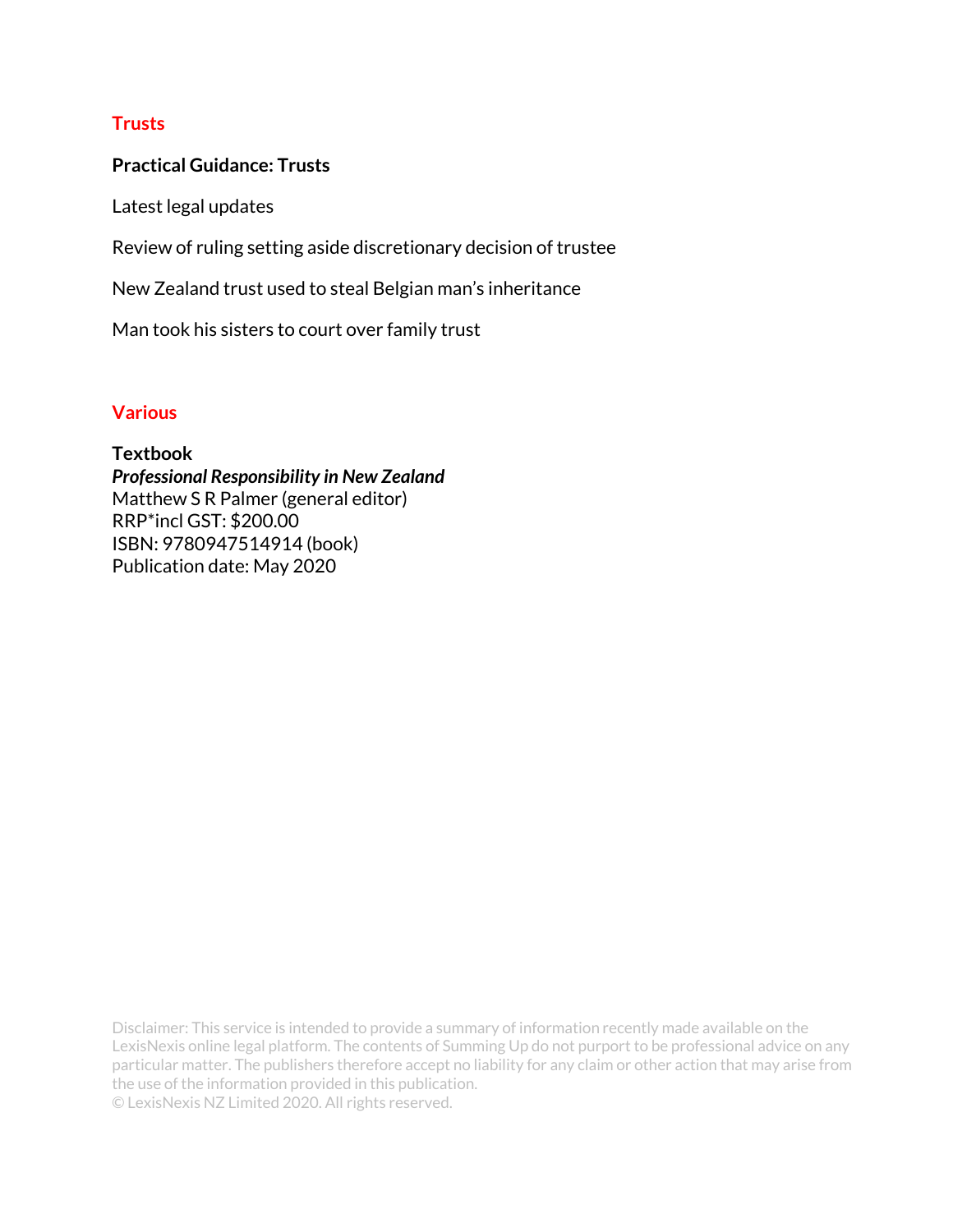## Trusts

**Practical Guidance: Trusts**

Latest legal updates

Review of ruling setting aside discretionary decision of trustee

New Zealand trust used to steal Belgian man's inheritance

Man took his sisters to court over family trust

## Various

**Textbook**
***Professional Responsibility in New Zealand***
Matthew S R Palmer (general editor)
RRP*incl GST: $200.00
ISBN: 9780947514914 (book)
Publication date: May 2020

Disclaimer: This service is intended to provide a summary of information recently made available on the LexisNexis online legal platform. The contents of Summing Up do not purport to be professional advice on any particular matter. The publishers therefore accept no liability for any claim or other action that may arise from the use of the information provided in this publication.
© LexisNexis NZ Limited 2020. All rights reserved.